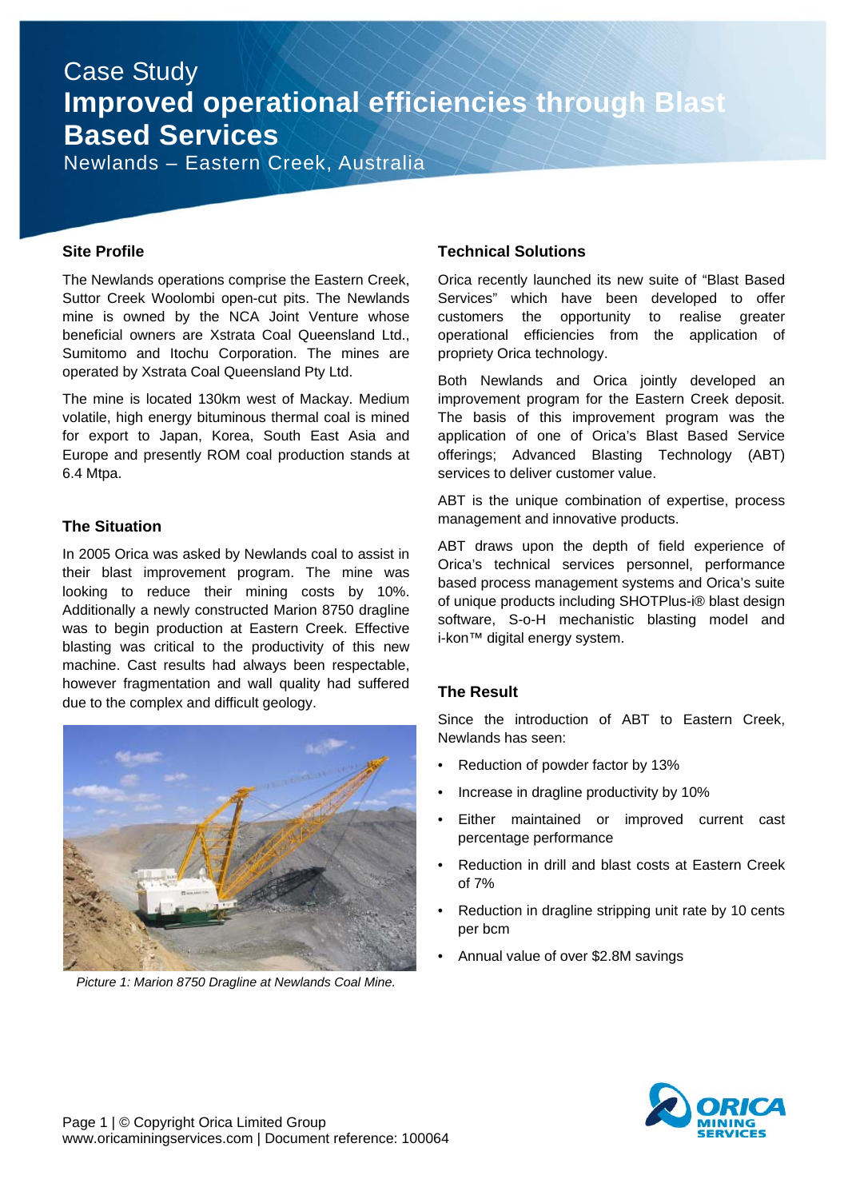Case Study

# Improved operational efficiencies through Blast Based Services

Newlands – Eastern Creek, Australia

## Site Profile

The Newlands operations comprise the Eastern Creek, Suttor Creek Woolombi open-cut pits. The Newlands mine is owned by the NCA Joint Venture whose beneficial owners are Xstrata Coal Queensland Ltd., Sumitomo and Itochu Corporation. The mines are operated by Xstrata Coal Queensland Pty Ltd.

The mine is located 130km west of Mackay. Medium volatile, high energy bituminous thermal coal is mined for export to Japan, Korea, South East Asia and Europe and presently ROM coal production stands at 6.4 Mtpa.

## The Situation

In 2005 Orica was asked by Newlands coal to assist in their blast improvement program. The mine was looking to reduce their mining costs by 10%. Additionally a newly constructed Marion 8750 dragline was to begin production at Eastern Creek. Effective blasting was critical to the productivity of this new machine. Cast results had always been respectable, however fragmentation and wall quality had suffered due to the complex and difficult geology.

*Picture 1: Marion 8750 Dragline at Newlands Coal Mine.*

## Technical Solutions

Orica recently launched its new suite of "Blast Based Services" which have been developed to offer customers the opportunity to realise greater operational efficiencies from the application of propriety Orica technology.

Both Newlands and Orica jointly developed an improvement program for the Eastern Creek deposit. The basis of this improvement program was the application of one of Orica's Blast Based Service offerings; Advanced Blasting Technology (ABT) services to deliver customer value.

ABT is the unique combination of expertise, process management and innovative products.

ABT draws upon the depth of field experience of Orica's technical services personnel, performance based process management systems and Orica's suite of unique products including SHOTPlus-i® blast design software, S-o-H mechanistic blasting model and i-kon™ digital energy system.

## The Result

Since the introduction of ABT to Eastern Creek, Newlands has seen:

- Reduction of powder factor by 13%
- Increase in dragline productivity by 10%
- Either maintained or improved current cast percentage performance
- Reduction in drill and blast costs at Eastern Creek of 7%
- Reduction in dragline stripping unit rate by 10 cents per bcm
- Annual value of over $2.8M savings

© Copyright Orica Limited Group
www.oricaminingservices.com | Document reference: 100064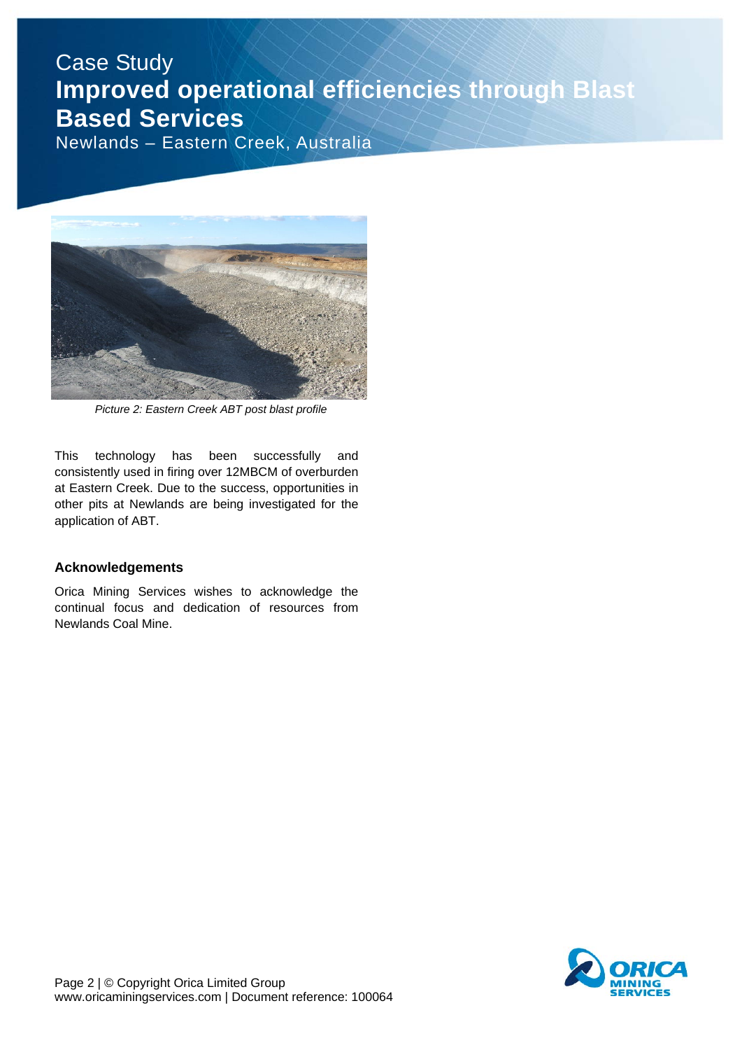# Case Study

# Improved operational efficiencies through Blast Based Services

Newlands – Eastern Creek, Australia

*Picture 2: Eastern Creek ABT post blast profile*

This technology has been successfully and consistently used in firing over 12MBCM of overburden at Eastern Creek. Due to the success, opportunities in other pits at Newlands are being investigated for the application of ABT.

### Acknowledgements

Orica Mining Services wishes to acknowledge the continual focus and dedication of resources from Newlands Coal Mine.

Page 2 | © Copyright Orica Limited Group
www.oricaminingservices.com | Document reference: 100064